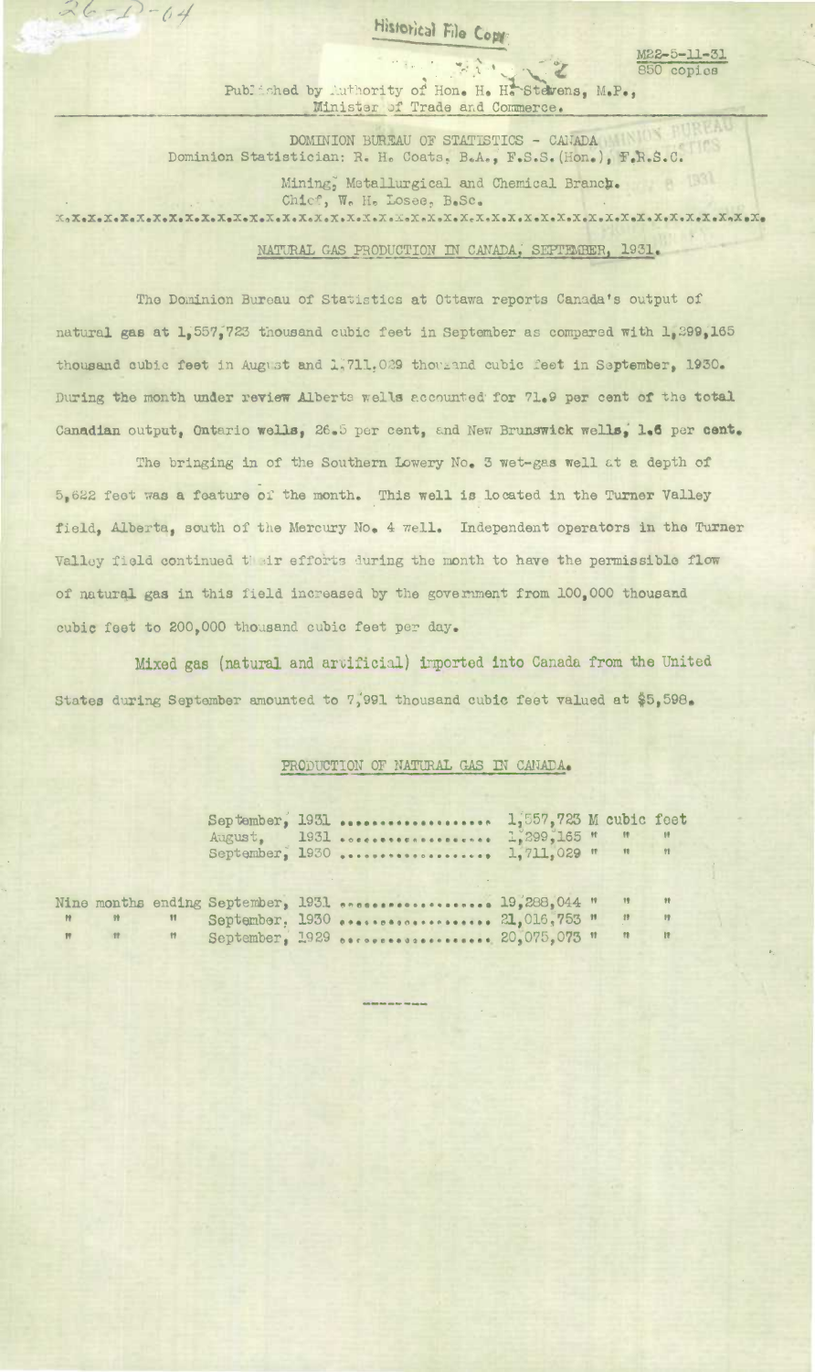26-D-04

Historical File Copy

M22-5-11-31
850 copies

Published by Authority of Hon. H. H. Stevens, M.P.,
Minister of Trade and Commerce.

DOMINION BUREAU OF STATISTICS - CANADA
Dominion Statistician: R. H. Coats, B.A., F.S.S.(Hon.), F.R.S.C.

Mining, Metallurgical and Chemical Branch.
Chief, W. H. Losee, B.Sc.

X.X.X.X.X.X.X.X.X.X.X.X.X.X.X.X.X.X.X.X.X.X.X.X.X.X.X.X.X.X.X.X.X.X.X.X.X.X.X.X.X.X.X.X.X.X.X

## NATURAL GAS PRODUCTION IN CANADA, SEPTEMBER, 1931.

The Dominion Bureau of Statistics at Ottawa reports Canada's output of natural gas at 1,557,723 thousand cubic feet in September as compared with 1,299,165 thousand cubic feet in August and 1,711,029 thousand cubic feet in September, 1930. During the month under review Alberta wells accounted for 71.9 per cent of the total Canadian output, Ontario wells, 26.5 per cent, and New Brunswick wells, 1.6 per cent.

The bringing in of the Southern Lowery No. 3 wet-gas well at a depth of 5,622 feet was a feature of the month. This well is located in the Turner Valley field, Alberta, south of the Mercury No. 4 well. Independent operators in the Turner Valley field continued their efforts during the month to have the permissible flow of natural gas in this field increased by the government from 100,000 thousand cubic feet to 200,000 thousand cubic feet per day.

Mixed gas (natural and artificial) imported into Canada from the United States during September amounted to 7,991 thousand cubic feet valued at $5,598.

### PRODUCTION OF NATURAL GAS IN CANADA.

| Period | Production |
|---|---|
| September, 1931 | 1,557,723 M cubic feet |
| August, 1931 | 1,299,165 " " " |
| September, 1930 | 1,711,029 " " " |
| Nine months ending September, 1931 | 19,288,044 " " " |
| " " " September, 1930 | 21,016,753 " " " |
| " " " September, 1929 | 20,075,073 " " " |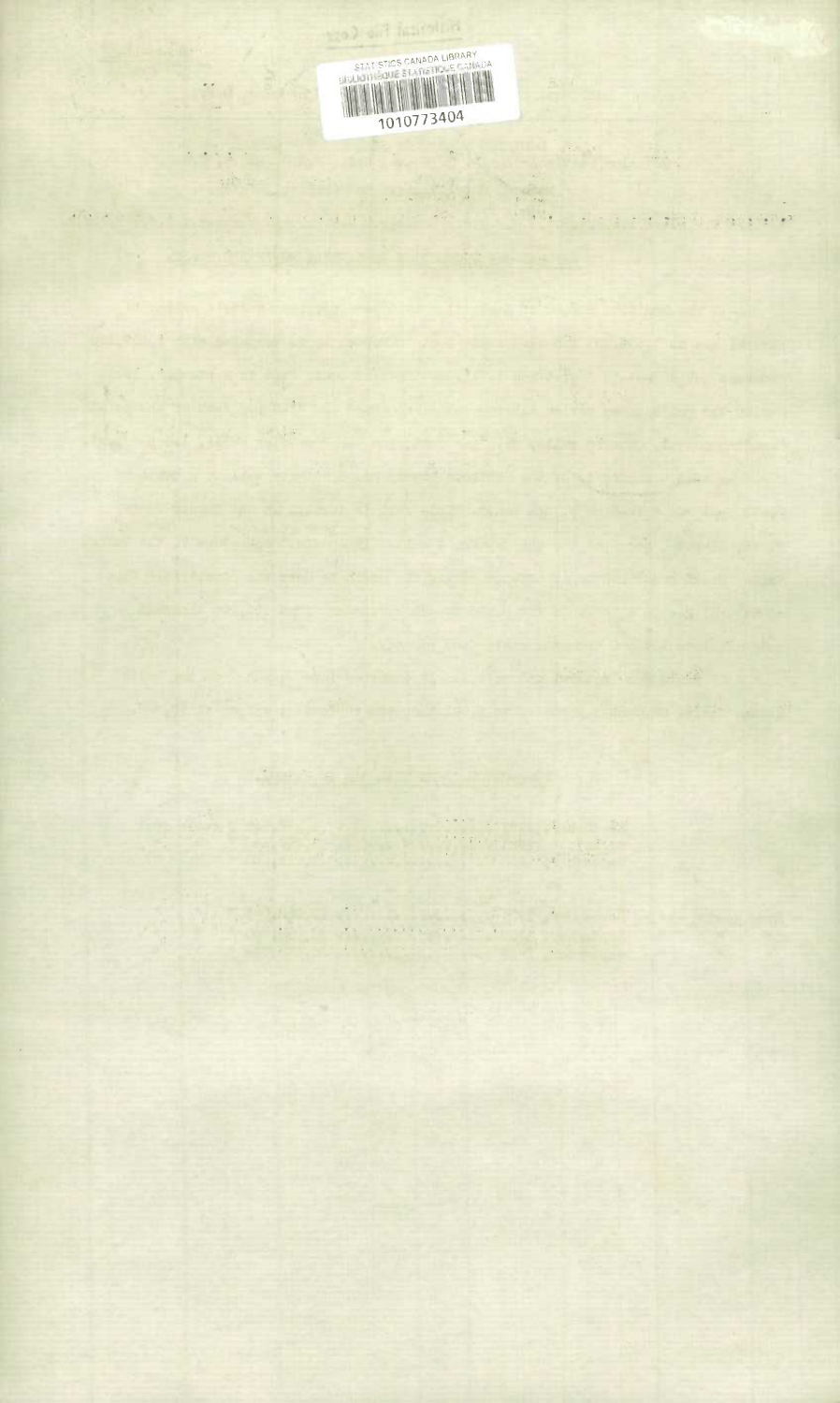STATISTICS CANADA LIBRARY
BIBLIOTHÈQUE STATISTIQUE CANADA

1010773404